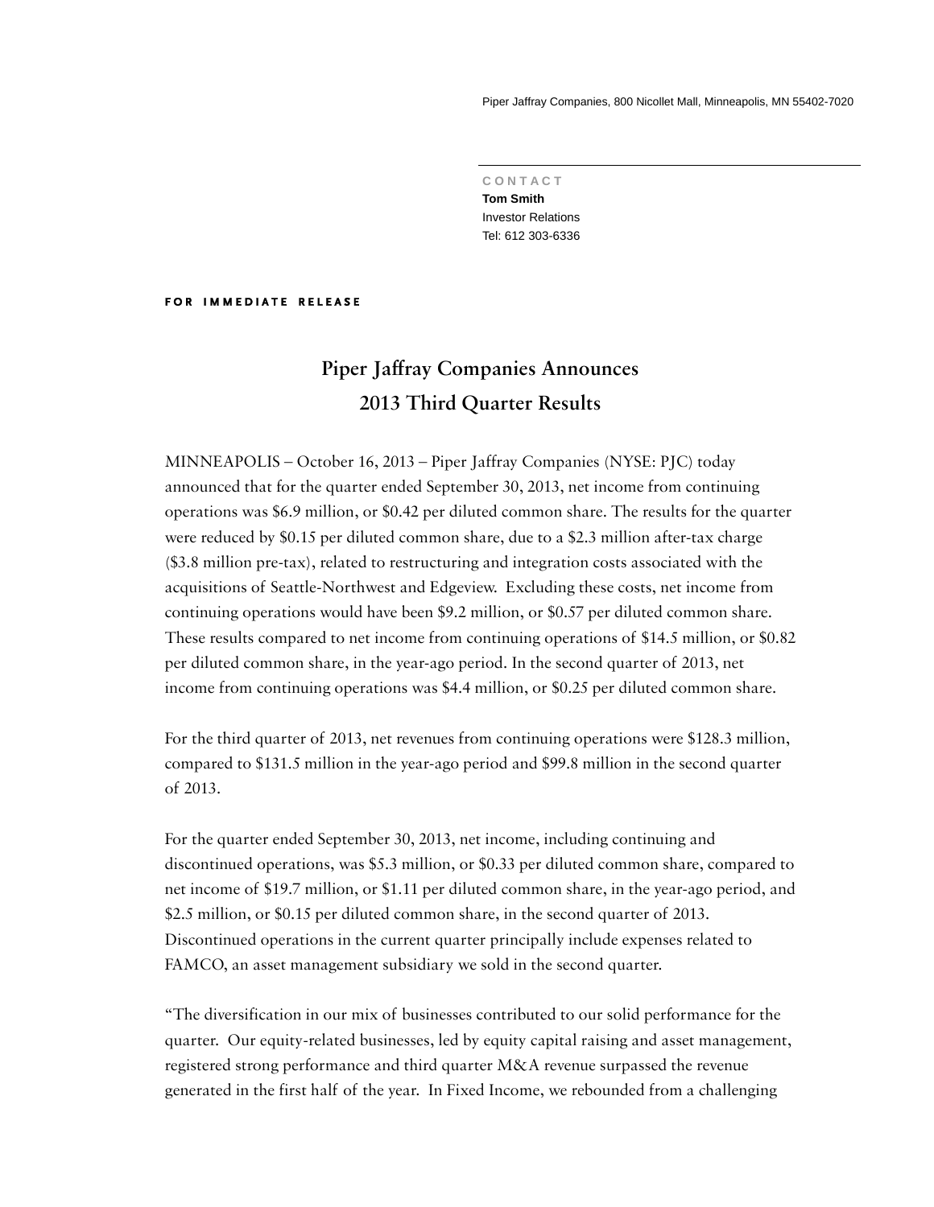Piper Jaffray Companies, 800 Nicollet Mall, Minneapolis, MN 55402-7020

CONTACT
**Tom Smith**
Investor Relations
Tel: 612 303-6336

**FOR IMMEDIATE RELEASE**

# Piper Jaffray Companies Announces 2013 Third Quarter Results

MINNEAPOLIS – October 16, 2013 – Piper Jaffray Companies (NYSE: PJC) today announced that for the quarter ended September 30, 2013, net income from continuing operations was $6.9 million, or $0.42 per diluted common share. The results for the quarter were reduced by $0.15 per diluted common share, due to a $2.3 million after-tax charge ($3.8 million pre-tax), related to restructuring and integration costs associated with the acquisitions of Seattle-Northwest and Edgeview. Excluding these costs, net income from continuing operations would have been $9.2 million, or $0.57 per diluted common share. These results compared to net income from continuing operations of $14.5 million, or $0.82 per diluted common share, in the year-ago period. In the second quarter of 2013, net income from continuing operations was $4.4 million, or $0.25 per diluted common share.

For the third quarter of 2013, net revenues from continuing operations were $128.3 million, compared to $131.5 million in the year-ago period and $99.8 million in the second quarter of 2013.

For the quarter ended September 30, 2013, net income, including continuing and discontinued operations, was $5.3 million, or $0.33 per diluted common share, compared to net income of $19.7 million, or $1.11 per diluted common share, in the year-ago period, and $2.5 million, or $0.15 per diluted common share, in the second quarter of 2013. Discontinued operations in the current quarter principally include expenses related to FAMCO, an asset management subsidiary we sold in the second quarter.

"The diversification in our mix of businesses contributed to our solid performance for the quarter. Our equity-related businesses, led by equity capital raising and asset management, registered strong performance and third quarter M&A revenue surpassed the revenue generated in the first half of the year. In Fixed Income, we rebounded from a challenging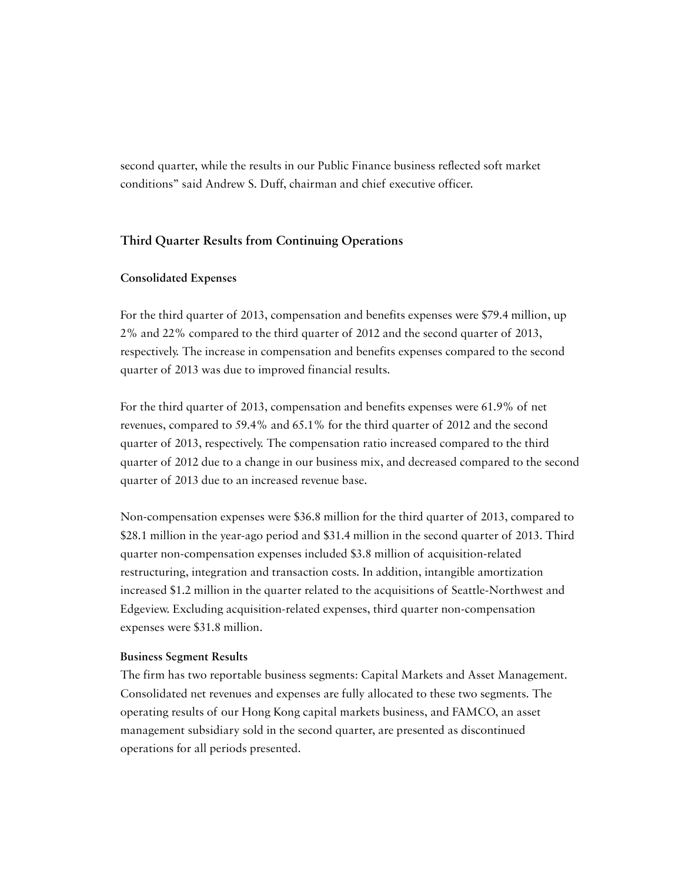second quarter, while the results in our Public Finance business reflected soft market conditions" said Andrew S. Duff, chairman and chief executive officer.

## Third Quarter Results from Continuing Operations

### Consolidated Expenses

For the third quarter of 2013, compensation and benefits expenses were $79.4 million, up 2% and 22% compared to the third quarter of 2012 and the second quarter of 2013, respectively. The increase in compensation and benefits expenses compared to the second quarter of 2013 was due to improved financial results.

For the third quarter of 2013, compensation and benefits expenses were 61.9% of net revenues, compared to 59.4% and 65.1% for the third quarter of 2012 and the second quarter of 2013, respectively. The compensation ratio increased compared to the third quarter of 2012 due to a change in our business mix, and decreased compared to the second quarter of 2013 due to an increased revenue base.

Non-compensation expenses were $36.8 million for the third quarter of 2013, compared to $28.1 million in the year-ago period and $31.4 million in the second quarter of 2013. Third quarter non-compensation expenses included $3.8 million of acquisition-related restructuring, integration and transaction costs. In addition, intangible amortization increased $1.2 million in the quarter related to the acquisitions of Seattle-Northwest and Edgeview. Excluding acquisition-related expenses, third quarter non-compensation expenses were $31.8 million.

### Business Segment Results

The firm has two reportable business segments: Capital Markets and Asset Management. Consolidated net revenues and expenses are fully allocated to these two segments. The operating results of our Hong Kong capital markets business, and FAMCO, an asset management subsidiary sold in the second quarter, are presented as discontinued operations for all periods presented.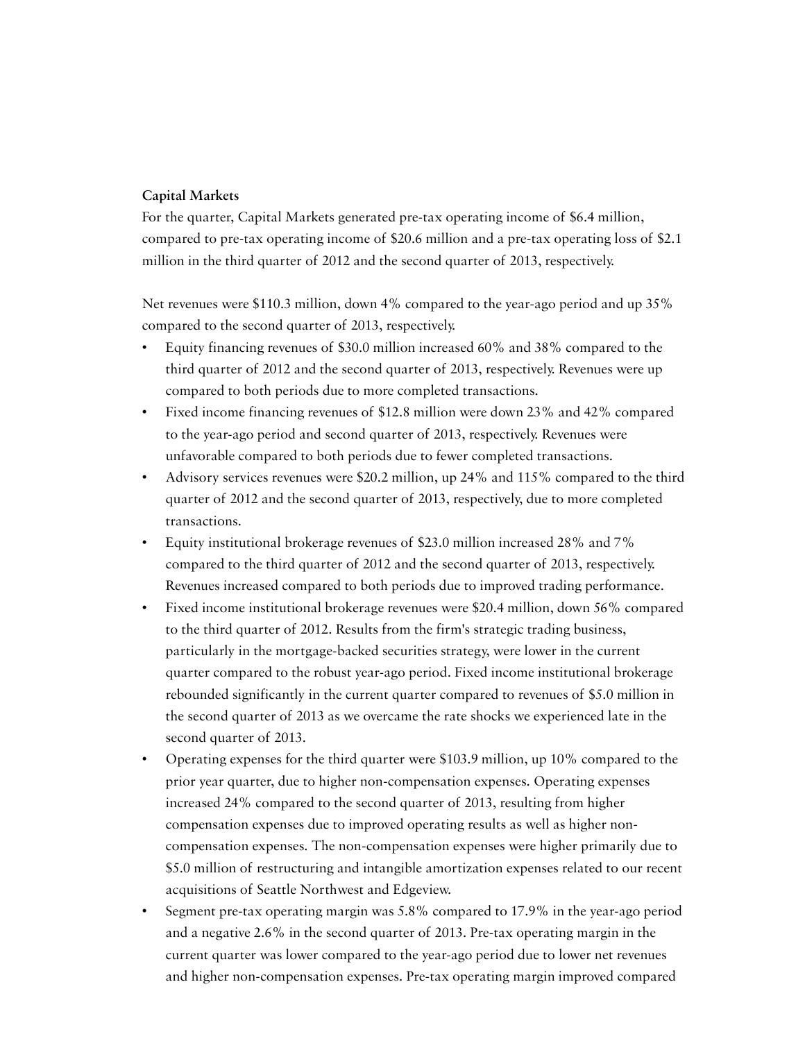**Capital Markets**

For the quarter, Capital Markets generated pre-tax operating income of $6.4 million, compared to pre-tax operating income of $20.6 million and a pre-tax operating loss of $2.1 million in the third quarter of 2012 and the second quarter of 2013, respectively.

Net revenues were $110.3 million, down 4% compared to the year-ago period and up 35% compared to the second quarter of 2013, respectively.

- Equity financing revenues of $30.0 million increased 60% and 38% compared to the third quarter of 2012 and the second quarter of 2013, respectively. Revenues were up compared to both periods due to more completed transactions.
- Fixed income financing revenues of $12.8 million were down 23% and 42% compared to the year-ago period and second quarter of 2013, respectively. Revenues were unfavorable compared to both periods due to fewer completed transactions.
- Advisory services revenues were $20.2 million, up 24% and 115% compared to the third quarter of 2012 and the second quarter of 2013, respectively, due to more completed transactions.
- Equity institutional brokerage revenues of $23.0 million increased 28% and 7% compared to the third quarter of 2012 and the second quarter of 2013, respectively. Revenues increased compared to both periods due to improved trading performance.
- Fixed income institutional brokerage revenues were $20.4 million, down 56% compared to the third quarter of 2012. Results from the firm's strategic trading business, particularly in the mortgage-backed securities strategy, were lower in the current quarter compared to the robust year-ago period. Fixed income institutional brokerage rebounded significantly in the current quarter compared to revenues of $5.0 million in the second quarter of 2013 as we overcame the rate shocks we experienced late in the second quarter of 2013.
- Operating expenses for the third quarter were $103.9 million, up 10% compared to the prior year quarter, due to higher non-compensation expenses. Operating expenses increased 24% compared to the second quarter of 2013, resulting from higher compensation expenses due to improved operating results as well as higher non-compensation expenses. The non-compensation expenses were higher primarily due to $5.0 million of restructuring and intangible amortization expenses related to our recent acquisitions of Seattle Northwest and Edgeview.
- Segment pre-tax operating margin was 5.8% compared to 17.9% in the year-ago period and a negative 2.6% in the second quarter of 2013. Pre-tax operating margin in the current quarter was lower compared to the year-ago period due to lower net revenues and higher non-compensation expenses. Pre-tax operating margin improved compared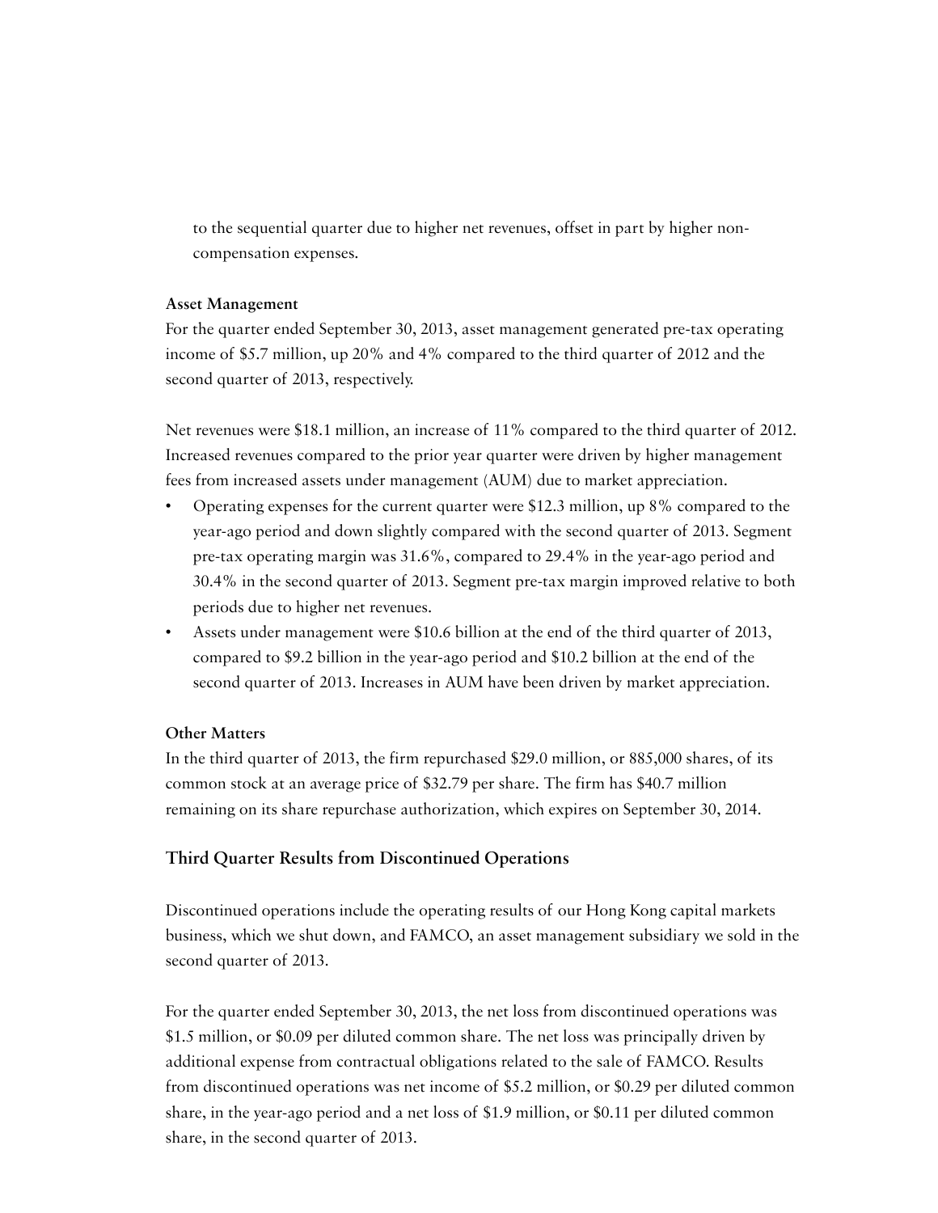to the sequential quarter due to higher net revenues, offset in part by higher non-compensation expenses.

**Asset Management**

For the quarter ended September 30, 2013, asset management generated pre-tax operating income of $5.7 million, up 20% and 4% compared to the third quarter of 2012 and the second quarter of 2013, respectively.

Net revenues were $18.1 million, an increase of 11% compared to the third quarter of 2012. Increased revenues compared to the prior year quarter were driven by higher management fees from increased assets under management (AUM) due to market appreciation.

- Operating expenses for the current quarter were $12.3 million, up 8% compared to the year-ago period and down slightly compared with the second quarter of 2013. Segment pre-tax operating margin was 31.6%, compared to 29.4% in the year-ago period and 30.4% in the second quarter of 2013. Segment pre-tax margin improved relative to both periods due to higher net revenues.
- Assets under management were $10.6 billion at the end of the third quarter of 2013, compared to $9.2 billion in the year-ago period and $10.2 billion at the end of the second quarter of 2013. Increases in AUM have been driven by market appreciation.

**Other Matters**

In the third quarter of 2013, the firm repurchased $29.0 million, or 885,000 shares, of its common stock at an average price of $32.79 per share. The firm has $40.7 million remaining on its share repurchase authorization, which expires on September 30, 2014.

## Third Quarter Results from Discontinued Operations

Discontinued operations include the operating results of our Hong Kong capital markets business, which we shut down, and FAMCO, an asset management subsidiary we sold in the second quarter of 2013.

For the quarter ended September 30, 2013, the net loss from discontinued operations was $1.5 million, or $0.09 per diluted common share. The net loss was principally driven by additional expense from contractual obligations related to the sale of FAMCO. Results from discontinued operations was net income of $5.2 million, or $0.29 per diluted common share, in the year-ago period and a net loss of $1.9 million, or $0.11 per diluted common share, in the second quarter of 2013.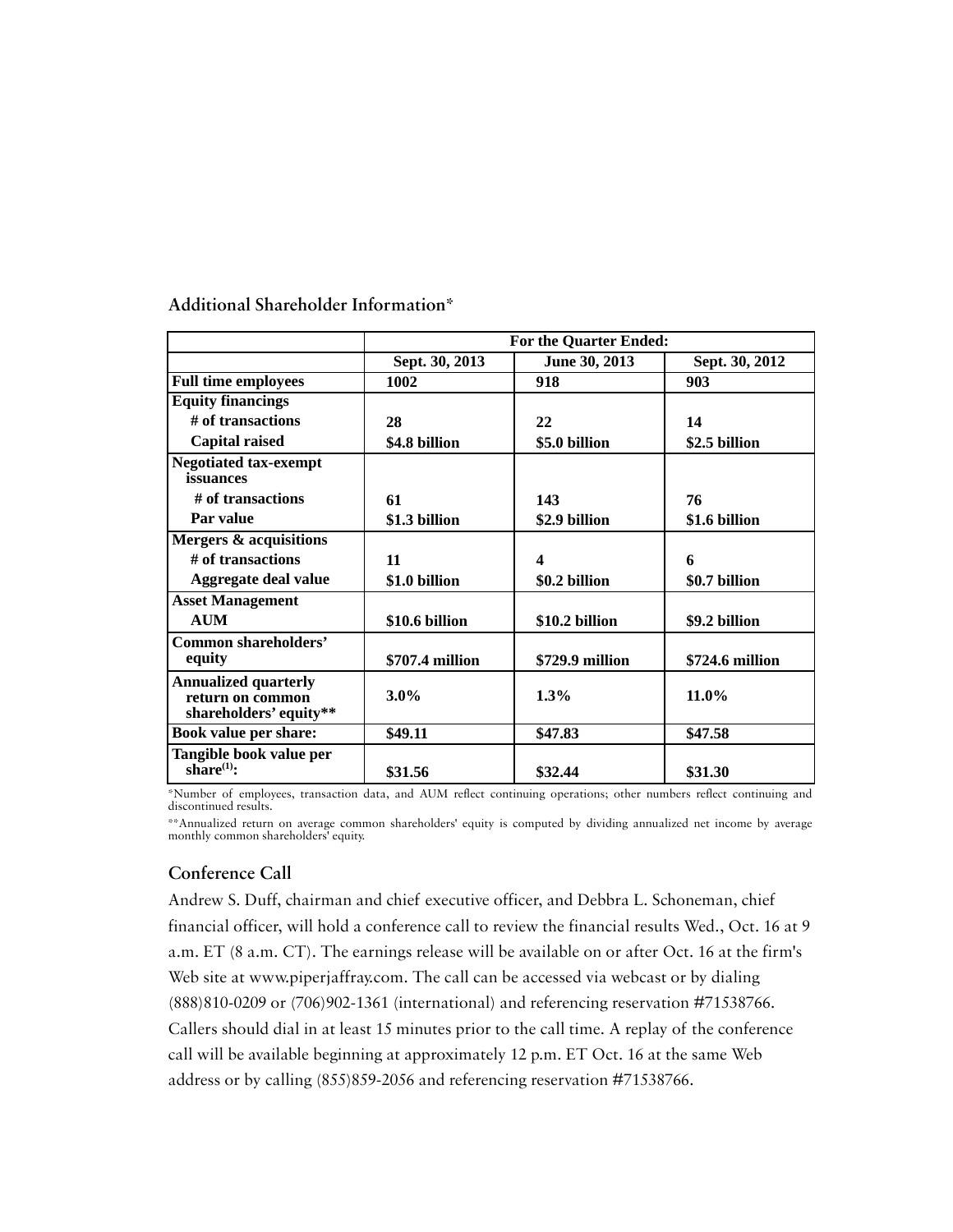## Additional Shareholder Information*

| | For the Quarter Ended: | | |
|---|---|---|---|
| | **Sept. 30, 2013** | **June 30, 2013** | **Sept. 30, 2012** |
| **Full time employees** | **1002** | **918** | **903** |
| **Equity financings** | | | |
| **# of transactions** | **28** | **22** | **14** |
| **Capital raised** | **$4.8 billion** | **$5.0 billion** | **$2.5 billion** |
| **Negotiated tax-exempt issuances** | | | |
| **# of transactions** | **61** | **143** | **76** |
| **Par value** | **$1.3 billion** | **$2.9 billion** | **$1.6 billion** |
| **Mergers & acquisitions** | | | |
| **# of transactions** | **11** | **4** | **6** |
| **Aggregate deal value** | **$1.0 billion** | **$0.2 billion** | **$0.7 billion** |
| **Asset Management** | | | |
| **AUM** | **$10.6 billion** | **$10.2 billion** | **$9.2 billion** |
| **Common shareholders' equity** | **$707.4 million** | **$729.9 million** | **$724.6 million** |
| **Annualized quarterly return on common shareholders' equity**** | **3.0%** | **1.3%** | **11.0%** |
| **Book value per share:** | **$49.11** | **$47.83** | **$47.58** |
| **Tangible book value per share[(1)]:** | **$31.56** | **$32.44** | **$31.30** |

*Number of employees, transaction data, and AUM reflect continuing operations; other numbers reflect continuing and discontinued results.

**Annualized return on average common shareholders' equity is computed by dividing annualized net income by average monthly common shareholders' equity.

## Conference Call

Andrew S. Duff, chairman and chief executive officer, and Debbra L. Schoneman, chief financial officer, will hold a conference call to review the financial results Wed., Oct. 16 at 9 a.m. ET (8 a.m. CT). The earnings release will be available on or after Oct. 16 at the firm's Web site at www.piperjaffray.com. The call can be accessed via webcast or by dialing (888)810-0209 or (706)902-1361 (international) and referencing reservation #71538766. Callers should dial in at least 15 minutes prior to the call time. A replay of the conference call will be available beginning at approximately 12 p.m. ET Oct. 16 at the same Web address or by calling (855)859-2056 and referencing reservation #71538766.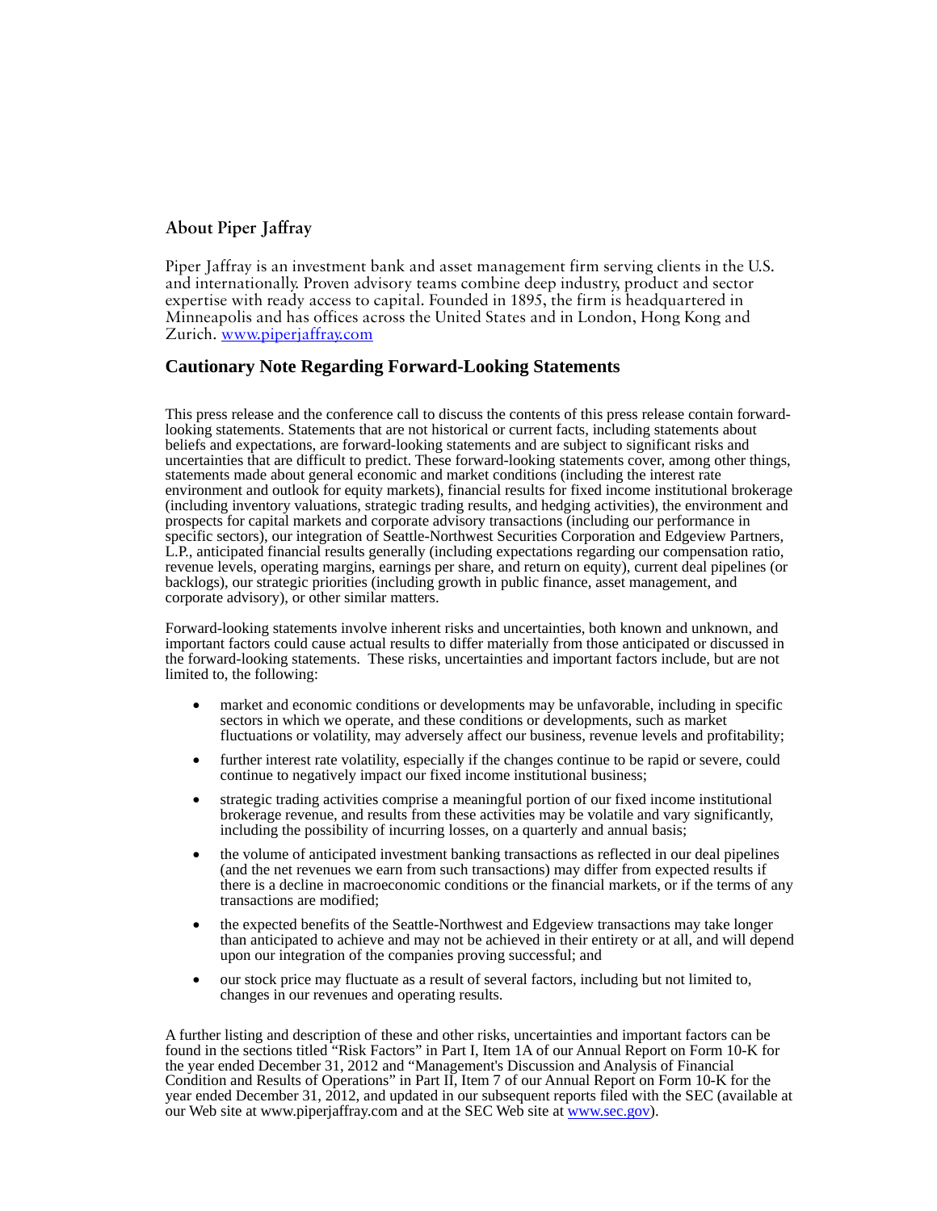## About Piper Jaffray

Piper Jaffray is an investment bank and asset management firm serving clients in the U.S. and internationally. Proven advisory teams combine deep industry, product and sector expertise with ready access to capital. Founded in 1895, the firm is headquartered in Minneapolis and has offices across the United States and in London, Hong Kong and Zurich. www.piperjaffray.com

## Cautionary Note Regarding Forward-Looking Statements

This press release and the conference call to discuss the contents of this press release contain forward-looking statements. Statements that are not historical or current facts, including statements about beliefs and expectations, are forward-looking statements and are subject to significant risks and uncertainties that are difficult to predict. These forward-looking statements cover, among other things, statements made about general economic and market conditions (including the interest rate environment and outlook for equity markets), financial results for fixed income institutional brokerage (including inventory valuations, strategic trading results, and hedging activities), the environment and prospects for capital markets and corporate advisory transactions (including our performance in specific sectors), our integration of Seattle-Northwest Securities Corporation and Edgeview Partners, L.P., anticipated financial results generally (including expectations regarding our compensation ratio, revenue levels, operating margins, earnings per share, and return on equity), current deal pipelines (or backlogs), our strategic priorities (including growth in public finance, asset management, and corporate advisory), or other similar matters.

Forward-looking statements involve inherent risks and uncertainties, both known and unknown, and important factors could cause actual results to differ materially from those anticipated or discussed in the forward-looking statements. These risks, uncertainties and important factors include, but are not limited to, the following:

- market and economic conditions or developments may be unfavorable, including in specific sectors in which we operate, and these conditions or developments, such as market fluctuations or volatility, may adversely affect our business, revenue levels and profitability;
- further interest rate volatility, especially if the changes continue to be rapid or severe, could continue to negatively impact our fixed income institutional business;
- strategic trading activities comprise a meaningful portion of our fixed income institutional brokerage revenue, and results from these activities may be volatile and vary significantly, including the possibility of incurring losses, on a quarterly and annual basis;
- the volume of anticipated investment banking transactions as reflected in our deal pipelines (and the net revenues we earn from such transactions) may differ from expected results if there is a decline in macroeconomic conditions or the financial markets, or if the terms of any transactions are modified;
- the expected benefits of the Seattle-Northwest and Edgeview transactions may take longer than anticipated to achieve and may not be achieved in their entirety or at all, and will depend upon our integration of the companies proving successful; and
- our stock price may fluctuate as a result of several factors, including but not limited to, changes in our revenues and operating results.

A further listing and description of these and other risks, uncertainties and important factors can be found in the sections titled "Risk Factors" in Part I, Item 1A of our Annual Report on Form 10-K for the year ended December 31, 2012 and "Management's Discussion and Analysis of Financial Condition and Results of Operations" in Part II, Item 7 of our Annual Report on Form 10-K for the year ended December 31, 2012, and updated in our subsequent reports filed with the SEC (available at our Web site at www.piperjaffray.com and at the SEC Web site at www.sec.gov).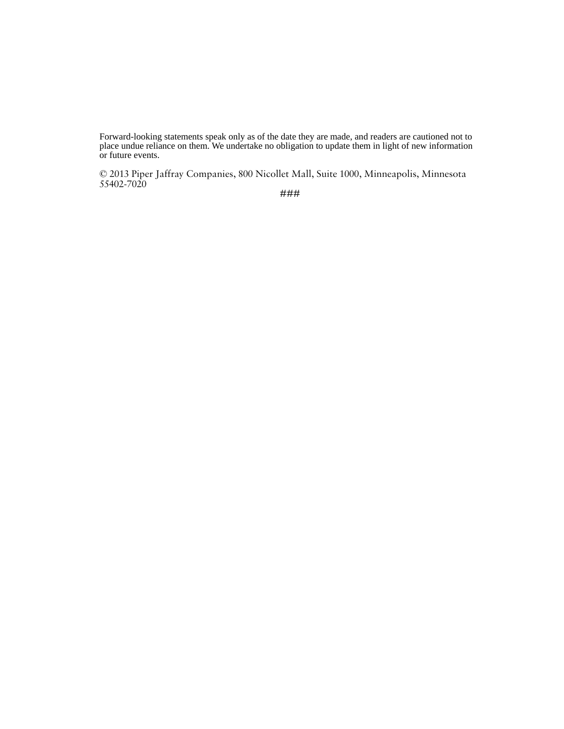Forward-looking statements speak only as of the date they are made, and readers are cautioned not to place undue reliance on them. We undertake no obligation to update them in light of new information or future events.

© 2013 Piper Jaffray Companies, 800 Nicollet Mall, Suite 1000, Minneapolis, Minnesota 55402-7020

###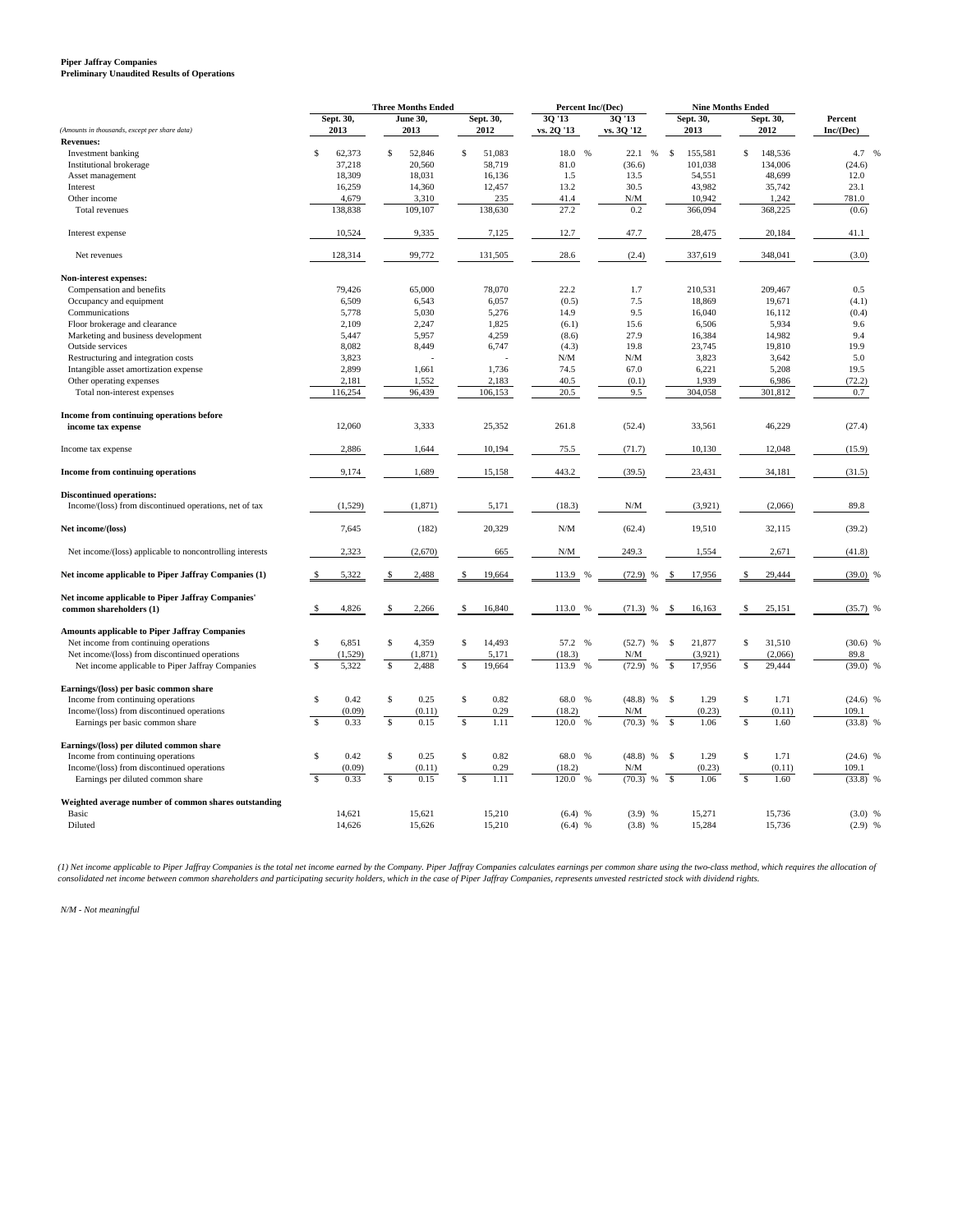**Piper Jaffray Companies**
**Preliminary Unaudited Results of Operations**

| *(Amounts in thousands, except per share data)* | Three Months Ended | | | Percent Inc/(Dec) | | Nine Months Ended | | |
|---|---|---|---|---|---|---|---|---|
| | Sept. 30, 2013 | June 30, 2013 | Sept. 30, 2012 | 3Q '13 vs. 2Q '13 | 3Q '13 vs. 3Q '12 | Sept. 30, 2013 | Sept. 30, 2012 | Percent Inc/(Dec) |
| **Revenues:** | | | | | | | | |
| Investment banking | $ 62,373 | $ 52,846 | $ 51,083 | 18.0 % | 22.1 % | $ 155,581 | $ 148,536 | 4.7 % |
| Institutional brokerage | 37,218 | 20,560 | 58,719 | 81.0 | (36.6) | 101,038 | 134,006 | (24.6) |
| Asset management | 18,309 | 18,031 | 16,136 | 1.5 | 13.5 | 54,551 | 48,699 | 12.0 |
| Interest | 16,259 | 14,360 | 12,457 | 13.2 | 30.5 | 43,982 | 35,742 | 23.1 |
| Other income | 4,679 | 3,310 | 235 | 41.4 | N/M | 10,942 | 1,242 | 781.0 |
| Total revenues | 138,838 | 109,107 | 138,630 | 27.2 | 0.2 | 366,094 | 368,225 | (0.6) |
| Interest expense | 10,524 | 9,335 | 7,125 | 12.7 | 47.7 | 28,475 | 20,184 | 41.1 |
| Net revenues | 128,314 | 99,772 | 131,505 | 28.6 | (2.4) | 337,619 | 348,041 | (3.0) |
| **Non-interest expenses:** | | | | | | | | |
| Compensation and benefits | 79,426 | 65,000 | 78,070 | 22.2 | 1.7 | 210,531 | 209,467 | 0.5 |
| Occupancy and equipment | 6,509 | 6,543 | 6,057 | (0.5) | 7.5 | 18,869 | 19,671 | (4.1) |
| Communications | 5,778 | 5,030 | 5,276 | 14.9 | 9.5 | 16,040 | 16,112 | (0.4) |
| Floor brokerage and clearance | 2,109 | 2,247 | 1,825 | (6.1) | 15.6 | 6,506 | 5,934 | 9.6 |
| Marketing and business development | 5,447 | 5,957 | 4,259 | (8.6) | 27.9 | 16,384 | 14,982 | 9.4 |
| Outside services | 8,082 | 8,449 | 6,747 | (4.3) | 19.8 | 23,745 | 19,810 | 19.9 |
| Restructuring and integration costs | 3,823 | - | - | N/M | N/M | 3,823 | 3,642 | 5.0 |
| Intangible asset amortization expense | 2,899 | 1,661 | 1,736 | 74.5 | 67.0 | 6,221 | 5,208 | 19.5 |
| Other operating expenses | 2,181 | 1,552 | 2,183 | 40.5 | (0.1) | 1,939 | 6,986 | (72.2) |
| Total non-interest expenses | 116,254 | 96,439 | 106,153 | 20.5 | 9.5 | 304,058 | 301,812 | 0.7 |
| **Income from continuing operations before income tax expense** | 12,060 | 3,333 | 25,352 | 261.8 | (52.4) | 33,561 | 46,229 | (27.4) |
| Income tax expense | 2,886 | 1,644 | 10,194 | 75.5 | (71.7) | 10,130 | 12,048 | (15.9) |
| **Income from continuing operations** | 9,174 | 1,689 | 15,158 | 443.2 | (39.5) | 23,431 | 34,181 | (31.5) |
| **Discontinued operations:** | | | | | | | | |
| Income/(loss) from discontinued operations, net of tax | (1,529) | (1,871) | 5,171 | (18.3) | N/M | (3,921) | (2,066) | 89.8 |
| **Net income/(loss)** | 7,645 | (182) | 20,329 | N/M | (62.4) | 19,510 | 32,115 | (39.2) |
| Net income/(loss) applicable to noncontrolling interests | 2,323 | (2,670) | 665 | N/M | 249.3 | 1,554 | 2,671 | (41.8) |
| **Net income applicable to Piper Jaffray Companies (1)** | $ 5,322 | $ 2,488 | $ 19,664 | 113.9 % | (72.9) % | $ 17,956 | $ 29,444 | (39.0) % |
| **Net income applicable to Piper Jaffray Companies' common shareholders (1)** | $ 4,826 | $ 2,266 | $ 16,840 | 113.0 % | (71.3) % | $ 16,163 | $ 25,151 | (35.7) % |
| **Amounts applicable to Piper Jaffray Companies** | | | | | | | | |
| Net income from continuing operations | $ 6,851 | $ 4,359 | $ 14,493 | 57.2 % | (52.7) % | $ 21,877 | $ 31,510 | (30.6) % |
| Net income/(loss) from discontinued operations | (1,529) | (1,871) | 5,171 | (18.3) | N/M | (3,921) | (2,066) | 89.8 |
| Net income applicable to Piper Jaffray Companies | $ 5,322 | $ 2,488 | $ 19,664 | 113.9 % | (72.9) % | $ 17,956 | $ 29,444 | (39.0) % |
| **Earnings/(loss) per basic common share** | | | | | | | | |
| Income from continuing operations | $ 0.42 | $ 0.25 | $ 0.82 | 68.0 % | (48.8) % | $ 1.29 | $ 1.71 | (24.6) % |
| Income/(loss) from discontinued operations | (0.09) | (0.11) | 0.29 | (18.2) | N/M | (0.23) | (0.11) | 109.1 |
| Earnings per basic common share | $ 0.33 | $ 0.15 | $ 1.11 | 120.0 % | (70.3) % | $ 1.06 | $ 1.60 | (33.8) % |
| **Earnings/(loss) per diluted common share** | | | | | | | | |
| Income from continuing operations | $ 0.42 | $ 0.25 | $ 0.82 | 68.0 % | (48.8) % | $ 1.29 | $ 1.71 | (24.6) % |
| Income/(loss) from discontinued operations | (0.09) | (0.11) | 0.29 | (18.2) | N/M | (0.23) | (0.11) | 109.1 |
| Earnings per diluted common share | $ 0.33 | $ 0.15 | $ 1.11 | 120.0 % | (70.3) % | $ 1.06 | $ 1.60 | (33.8) % |
| **Weighted average number of common shares outstanding** | | | | | | | | |
| Basic | 14,621 | 15,621 | 15,210 | (6.4) % | (3.9) % | 15,271 | 15,736 | (3.0) % |
| Diluted | 14,626 | 15,626 | 15,210 | (6.4) % | (3.8) % | 15,284 | 15,736 | (2.9) % |

*(1) Net income applicable to Piper Jaffray Companies is the total net income earned by the Company. Piper Jaffray Companies calculates earnings per common share using the two-class method, which requires the allocation of consolidated net income between common shareholders and participating security holders, which in the case of Piper Jaffray Companies, represents unvested restricted stock with dividend rights.*

*N/M - Not meaningful*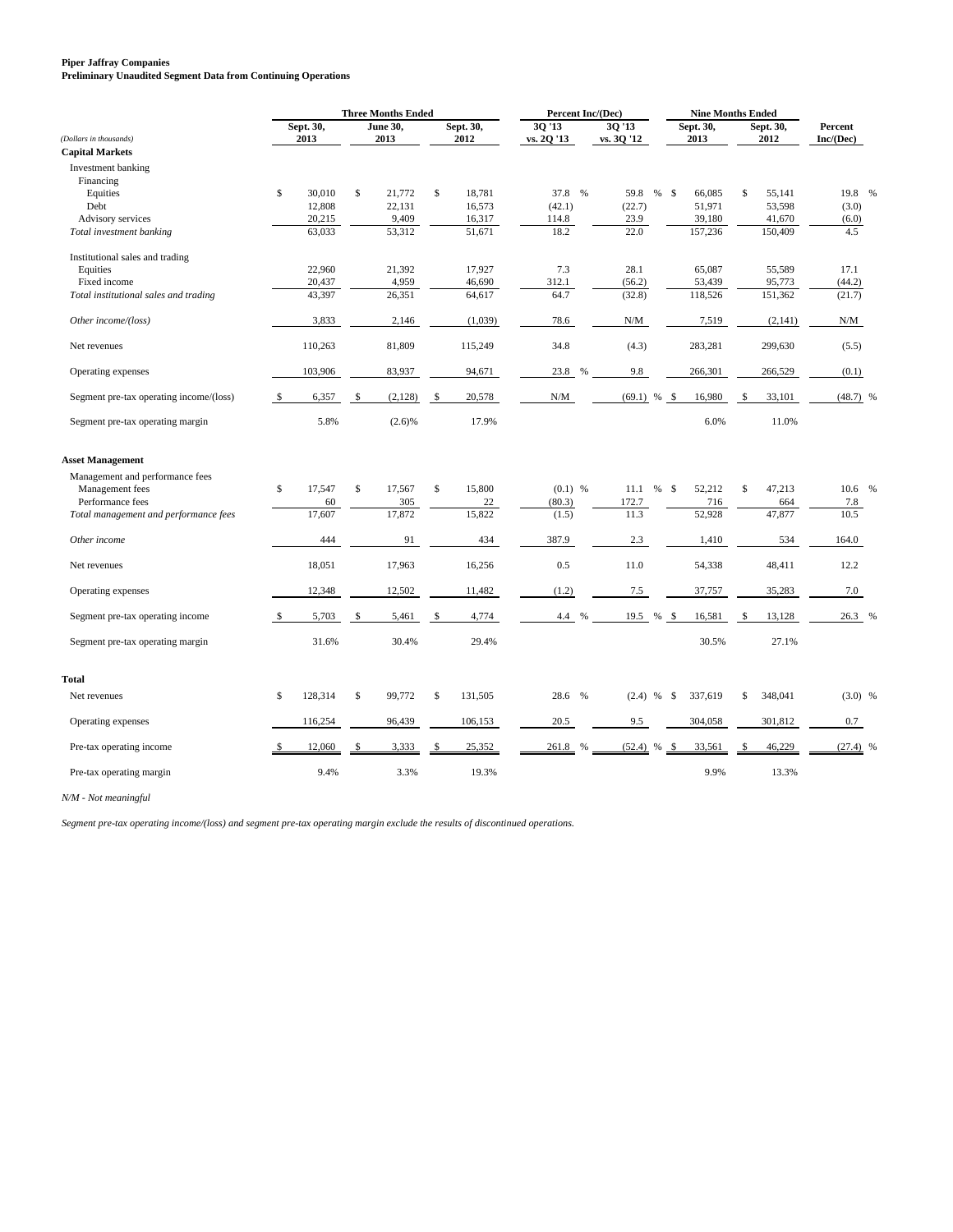**Piper Jaffray Companies**
**Preliminary Unaudited Segment Data from Continuing Operations**

| *(Dollars in thousands)* | Three Months Ended | | | Percent Inc/(Dec) | | Nine Months Ended | | |
|---|---|---|---|---|---|---|---|---|
| | Sept. 30, 2013 | June 30, 2013 | Sept. 30, 2012 | 3Q '13 vs. 2Q '13 | 3Q '13 vs. 3Q '12 | Sept. 30, 2013 | Sept. 30, 2012 | Percent Inc/(Dec) |
| **Capital Markets** | | | | | | | | |
| Investment banking | | | | | | | | |
| Financing | | | | | | | | |
| Equities | $ 30,010 | $ 21,772 | $ 18,781 | 37.8 % | 59.8 % | $ 66,085 | $ 55,141 | 19.8 % |
| Debt | 12,808 | 22,131 | 16,573 | (42.1) | (22.7) | 51,971 | 53,598 | (3.0) |
| Advisory services | 20,215 | 9,409 | 16,317 | 114.8 | 23.9 | 39,180 | 41,670 | (6.0) |
| *Total investment banking* | 63,033 | 53,312 | 51,671 | 18.2 | 22.0 | 157,236 | 150,409 | 4.5 |
| Institutional sales and trading | | | | | | | | |
| Equities | 22,960 | 21,392 | 17,927 | 7.3 | 28.1 | 65,087 | 55,589 | 17.1 |
| Fixed income | 20,437 | 4,959 | 46,690 | 312.1 | (56.2) | 53,439 | 95,773 | (44.2) |
| *Total institutional sales and trading* | 43,397 | 26,351 | 64,617 | 64.7 | (32.8) | 118,526 | 151,362 | (21.7) |
| *Other income/(loss)* | 3,833 | 2,146 | (1,039) | 78.6 | N/M | 7,519 | (2,141) | N/M |
| Net revenues | 110,263 | 81,809 | 115,249 | 34.8 | (4.3) | 283,281 | 299,630 | (5.5) |
| Operating expenses | 103,906 | 83,937 | 94,671 | 23.8 % | 9.8 | 266,301 | 266,529 | (0.1) |
| Segment pre-tax operating income/(loss) | $ 6,357 | $ (2,128) | $ 20,578 | N/M | (69.1) % | $ 16,980 | $ 33,101 | (48.7) % |
| Segment pre-tax operating margin | 5.8% | (2.6)% | 17.9% | | | 6.0% | 11.0% | |
| **Asset Management** | | | | | | | | |
| Management and performance fees | | | | | | | | |
| Management fees | $ 17,547 | $ 17,567 | $ 15,800 | (0.1) % | 11.1 % | $ 52,212 | $ 47,213 | 10.6 % |
| Performance fees | 60 | 305 | 22 | (80.3) | 172.7 | 716 | 664 | 7.8 |
| *Total management and performance fees* | 17,607 | 17,872 | 15,822 | (1.5) | 11.3 | 52,928 | 47,877 | 10.5 |
| *Other income* | 444 | 91 | 434 | 387.9 | 2.3 | 1,410 | 534 | 164.0 |
| Net revenues | 18,051 | 17,963 | 16,256 | 0.5 | 11.0 | 54,338 | 48,411 | 12.2 |
| Operating expenses | 12,348 | 12,502 | 11,482 | (1.2) | 7.5 | 37,757 | 35,283 | 7.0 |
| Segment pre-tax operating income | $ 5,703 | $ 5,461 | $ 4,774 | 4.4 % | 19.5 % | $ 16,581 | $ 13,128 | 26.3 % |
| Segment pre-tax operating margin | 31.6% | 30.4% | 29.4% | | | 30.5% | 27.1% | |
| **Total** | | | | | | | | |
| Net revenues | $ 128,314 | $ 99,772 | $ 131,505 | 28.6 % | (2.4) % | $ 337,619 | $ 348,041 | (3.0) % |
| Operating expenses | 116,254 | 96,439 | 106,153 | 20.5 | 9.5 | 304,058 | 301,812 | 0.7 |
| Pre-tax operating income | $ 12,060 | $ 3,333 | $ 25,352 | 261.8 % | (52.4) % | $ 33,561 | $ 46,229 | (27.4) % |
| Pre-tax operating margin | 9.4% | 3.3% | 19.3% | | | 9.9% | 13.3% | |

*N/M - Not meaningful*

*Segment pre-tax operating income/(loss) and segment pre-tax operating margin exclude the results of discontinued operations.*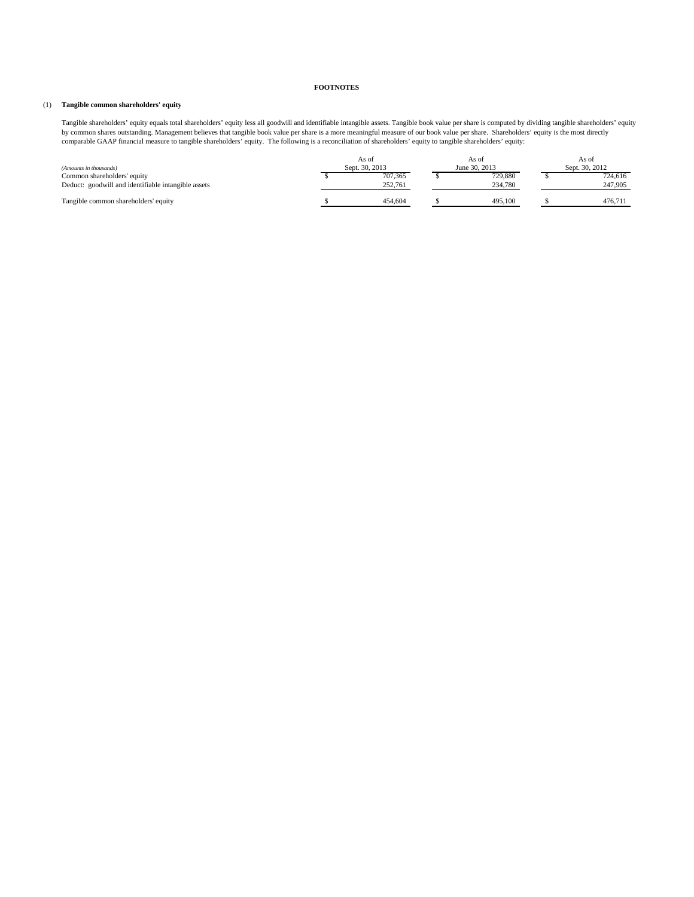**FOOTNOTES**

(1) **Tangible common shareholders' equity**

Tangible shareholders' equity equals total shareholders' equity less all goodwill and identifiable intangible assets. Tangible book value per share is computed by dividing tangible shareholders' equity by common shares outstanding. Management believes that tangible book value per share is a more meaningful measure of our book value per share. Shareholders' equity is the most directly comparable GAAP financial measure to tangible shareholders' equity. The following is a reconciliation of shareholders' equity to tangible shareholders' equity:

| *(Amounts in thousands)* | As of Sept. 30, 2013 | As of June 30, 2013 | As of Sept. 30, 2012 |
|---|---|---|---|
| Common shareholders' equity | $ 707,365 | $ 729,880 | $ 724,616 |
| Deduct: goodwill and identifiable intangible assets | 252,761 | 234,780 | 247,905 |
| Tangible common shareholders' equity | $ 454,604 | $ 495,100 | $ 476,711 |